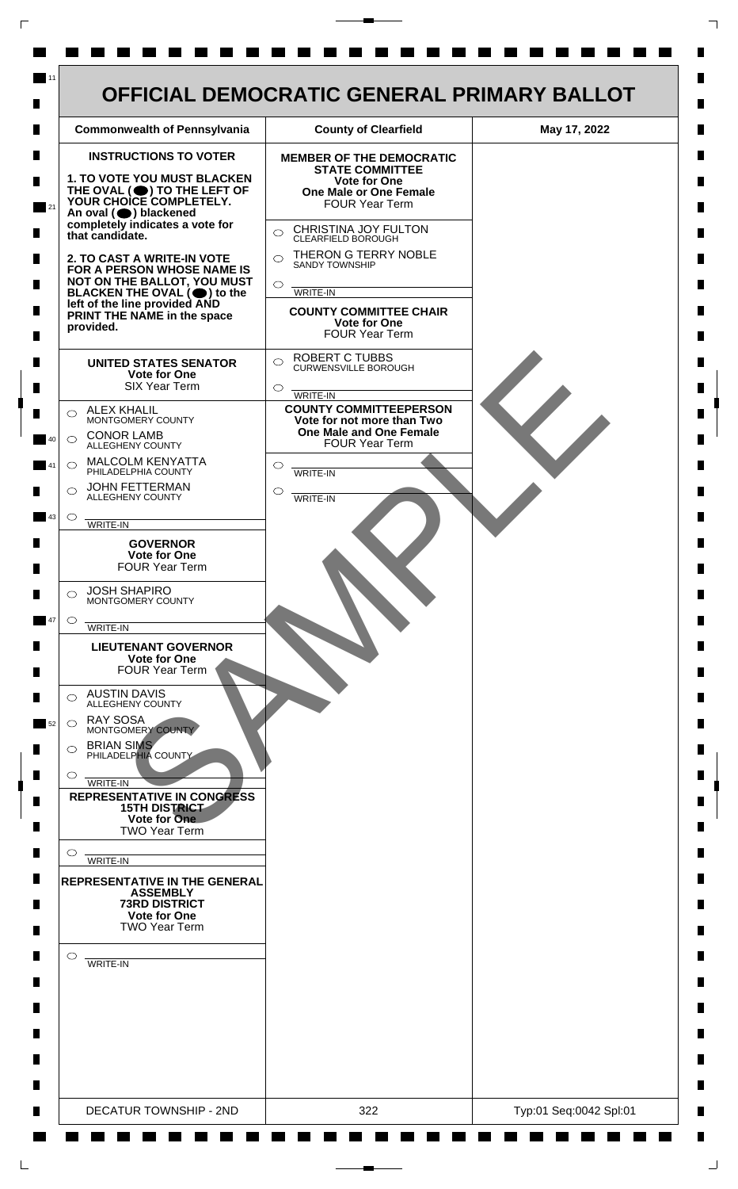# OFFICIAL DEMOCRATIC GENERAL PRIMARY BALLOT

| Commonwealth of Pennsylvania | County of Clearfield | May 17, 2022 |
|---|---|---|

**INSTRUCTIONS TO VOTER**

**1. TO VOTE YOU MUST BLACKEN THE OVAL (⬬) TO THE LEFT OF YOUR CHOICE COMPLETELY.** An oval (⬬) blackened completely indicates a vote for that candidate.

**2. TO CAST A WRITE-IN VOTE FOR A PERSON WHOSE NAME IS NOT ON THE BALLOT, YOU MUST BLACKEN THE OVAL (⬬) to the left of the line provided AND PRINT THE NAME in the space provided.**

### UNITED STATES SENATOR
**Vote for One**
SIX Year Term

- ○ ALEX KHALIL — MONTGOMERY COUNTY
- ○ CONOR LAMB — ALLEGHENY COUNTY
- ○ MALCOLM KENYATTA — PHILADELPHIA COUNTY
- ○ JOHN FETTERMAN — ALLEGHENY COUNTY
- ○ ________ WRITE-IN

### GOVERNOR
**Vote for One**
FOUR Year Term

- ○ JOSH SHAPIRO — MONTGOMERY COUNTY
- ○ ________ WRITE-IN

### LIEUTENANT GOVERNOR
**Vote for One**
FOUR Year Term

- ○ AUSTIN DAVIS — ALLEGHENY COUNTY
- ○ RAY SOSA — MONTGOMERY COUNTY
- ○ BRIAN SIMS — PHILADELPHIA COUNTY
- ○ ________ WRITE-IN

### REPRESENTATIVE IN CONGRESS
**15TH DISTRICT**
**Vote for One**
TWO Year Term

- ○ ________ WRITE-IN

### REPRESENTATIVE IN THE GENERAL ASSEMBLY
**73RD DISTRICT**
**Vote for One**
TWO Year Term

- ○ ________ WRITE-IN

### MEMBER OF THE DEMOCRATIC STATE COMMITTEE
**Vote for One**
**One Male or One Female**
FOUR Year Term

- ○ CHRISTINA JOY FULTON — CLEARFIELD BOROUGH
- ○ THERON G TERRY NOBLE — SANDY TOWNSHIP
- ○ ________ WRITE-IN

### COUNTY COMMITTEE CHAIR
**Vote for One**
FOUR Year Term

- ○ ROBERT C TUBBS — CURWENSVILLE BOROUGH
- ○ ________ WRITE-IN

### COUNTY COMMITTEEPERSON
**Vote for not more than Two**
**One Male and One Female**
FOUR Year Term

- ○ ________ WRITE-IN
- ○ ________ WRITE-IN

SAMPLE

| DECATUR TOWNSHIP - 2ND | 322 | Typ:01 Seq:0042 Spl:01 |
|---|---|---|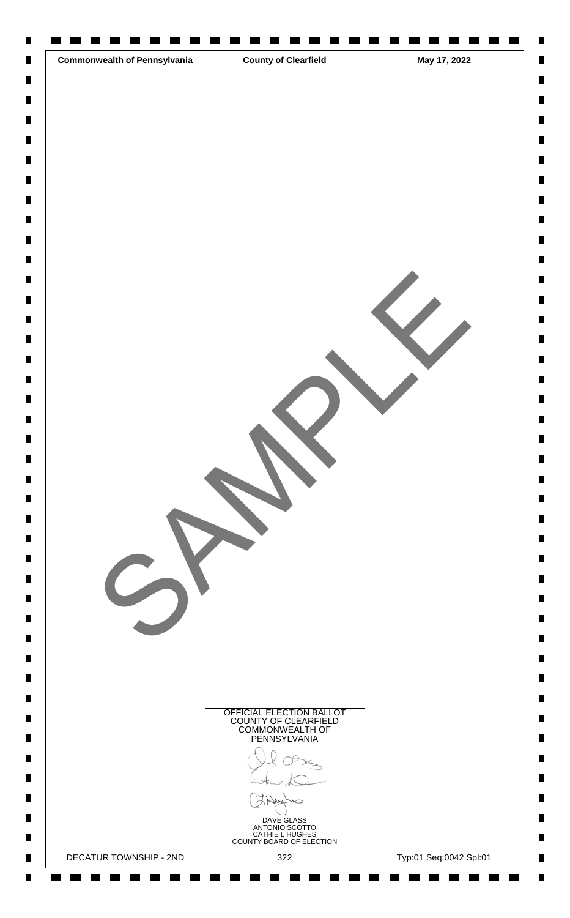| Commonwealth of Pennsylvania | County of Clearfield | May 17, 2022 |
|---|---|---|
| | | |

SAMPLE

OFFICIAL ELECTION BALLOT
COUNTY OF CLEARFIELD
COMMONWEALTH OF
PENNSYLVANIA

DAVE GLASS
ANTONIO SCOTTO
CATHIE L HUGHES
COUNTY BOARD OF ELECTION

| | | |
|---|---|---|
| DECATUR TOWNSHIP - 2ND | 322 | Typ:01 Seq:0042 Spl:01 |